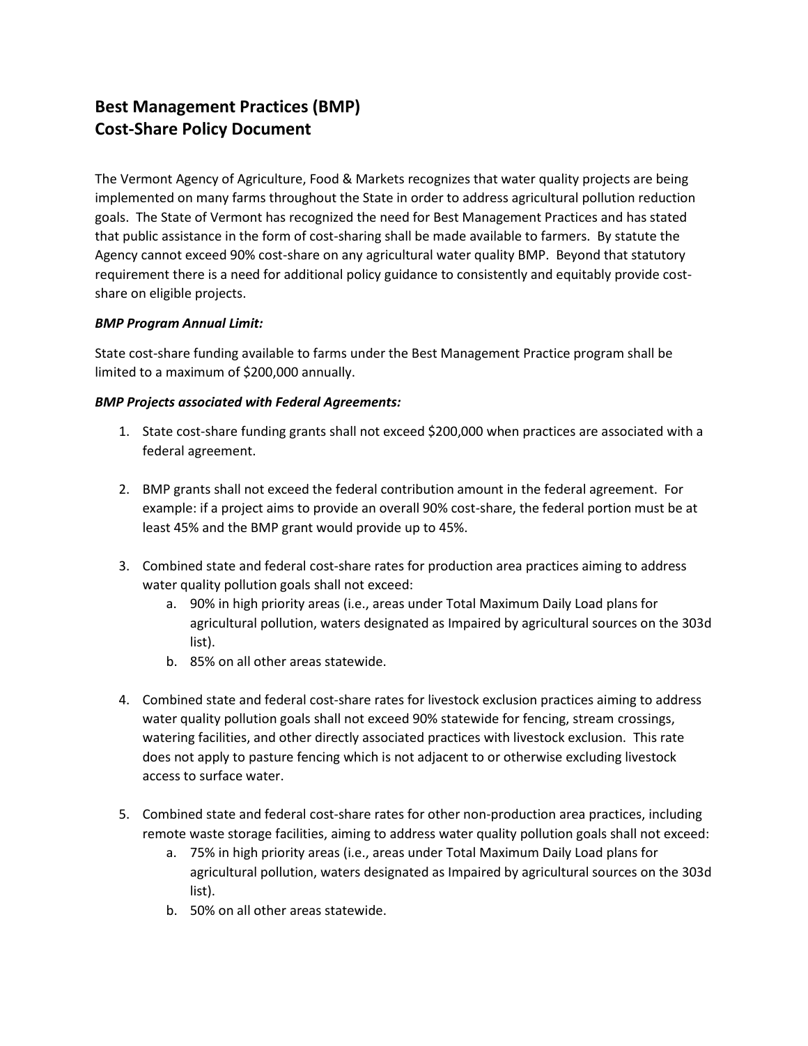# Best Management Practices (BMP) Cost-Share Policy Document

The Vermont Agency of Agriculture, Food & Markets recognizes that water quality projects are being implemented on many farms throughout the State in order to address agricultural pollution reduction goals. The State of Vermont has recognized the need for Best Management Practices and has stated that public assistance in the form of cost-sharing shall be made available to farmers. By statute the Agency cannot exceed 90% cost-share on any agricultural water quality BMP. Beyond that statutory requirement there is a need for additional policy guidance to consistently and equitably provide cost-share on eligible projects.

***BMP Program Annual Limit:***

State cost-share funding available to farms under the Best Management Practice program shall be limited to a maximum of $200,000 annually.

***BMP Projects associated with Federal Agreements:***

1. State cost-share funding grants shall not exceed $200,000 when practices are associated with a federal agreement.

2. BMP grants shall not exceed the federal contribution amount in the federal agreement. For example: if a project aims to provide an overall 90% cost-share, the federal portion must be at least 45% and the BMP grant would provide up to 45%.

3. Combined state and federal cost-share rates for production area practices aiming to address water quality pollution goals shall not exceed:
   a. 90% in high priority areas (i.e., areas under Total Maximum Daily Load plans for agricultural pollution, waters designated as Impaired by agricultural sources on the 303d list).
   b. 85% on all other areas statewide.

4. Combined state and federal cost-share rates for livestock exclusion practices aiming to address water quality pollution goals shall not exceed 90% statewide for fencing, stream crossings, watering facilities, and other directly associated practices with livestock exclusion. This rate does not apply to pasture fencing which is not adjacent to or otherwise excluding livestock access to surface water.

5. Combined state and federal cost-share rates for other non-production area practices, including remote waste storage facilities, aiming to address water quality pollution goals shall not exceed:
   a. 75% in high priority areas (i.e., areas under Total Maximum Daily Load plans for agricultural pollution, waters designated as Impaired by agricultural sources on the 303d list).
   b. 50% on all other areas statewide.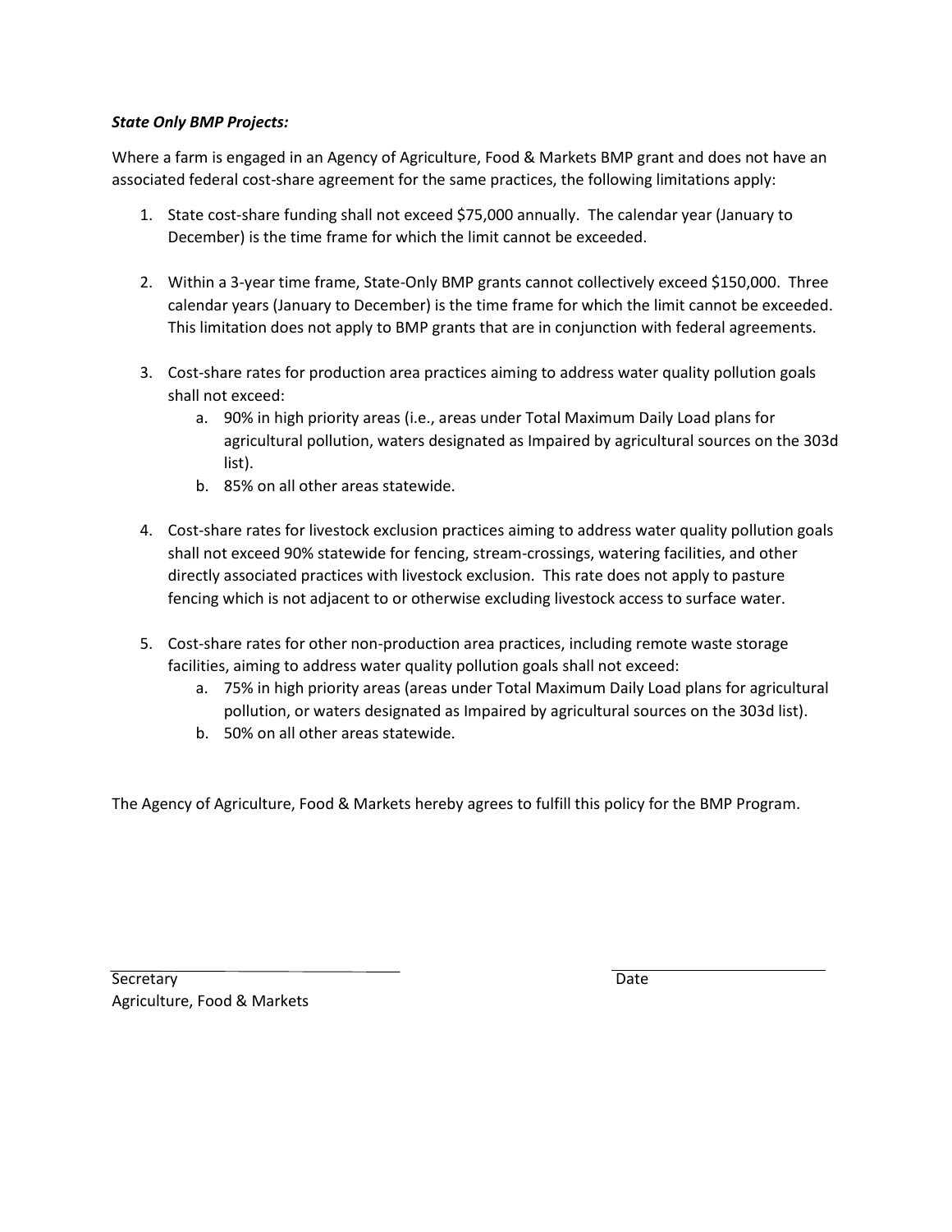***State Only BMP Projects:***

Where a farm is engaged in an Agency of Agriculture, Food & Markets BMP grant and does not have an associated federal cost-share agreement for the same practices, the following limitations apply:

1. State cost-share funding shall not exceed $75,000 annually. The calendar year (January to December) is the time frame for which the limit cannot be exceeded.

2. Within a 3-year time frame, State-Only BMP grants cannot collectively exceed $150,000. Three calendar years (January to December) is the time frame for which the limit cannot be exceeded. This limitation does not apply to BMP grants that are in conjunction with federal agreements.

3. Cost-share rates for production area practices aiming to address water quality pollution goals shall not exceed:
   a. 90% in high priority areas (i.e., areas under Total Maximum Daily Load plans for agricultural pollution, waters designated as Impaired by agricultural sources on the 303d list).
   b. 85% on all other areas statewide.

4. Cost-share rates for livestock exclusion practices aiming to address water quality pollution goals shall not exceed 90% statewide for fencing, stream-crossings, watering facilities, and other directly associated practices with livestock exclusion. This rate does not apply to pasture fencing which is not adjacent to or otherwise excluding livestock access to surface water.

5. Cost-share rates for other non-production area practices, including remote waste storage facilities, aiming to address water quality pollution goals shall not exceed:
   a. 75% in high priority areas (areas under Total Maximum Daily Load plans for agricultural pollution, or waters designated as Impaired by agricultural sources on the 303d list).
   b. 50% on all other areas statewide.

The Agency of Agriculture, Food & Markets hereby agrees to fulfill this policy for the BMP Program.

\_\_\_\_\_\_\_\_\_\_\_\_\_\_\_\_\_\_\_\_\_\_\_\_\_\_\_\_\_\_\_\_\_\_\_\_
Secretary
Agriculture, Food & Markets

\_\_\_\_\_\_\_\_\_\_\_\_\_\_\_\_\_\_\_\_\_\_\_\_\_\_
Date